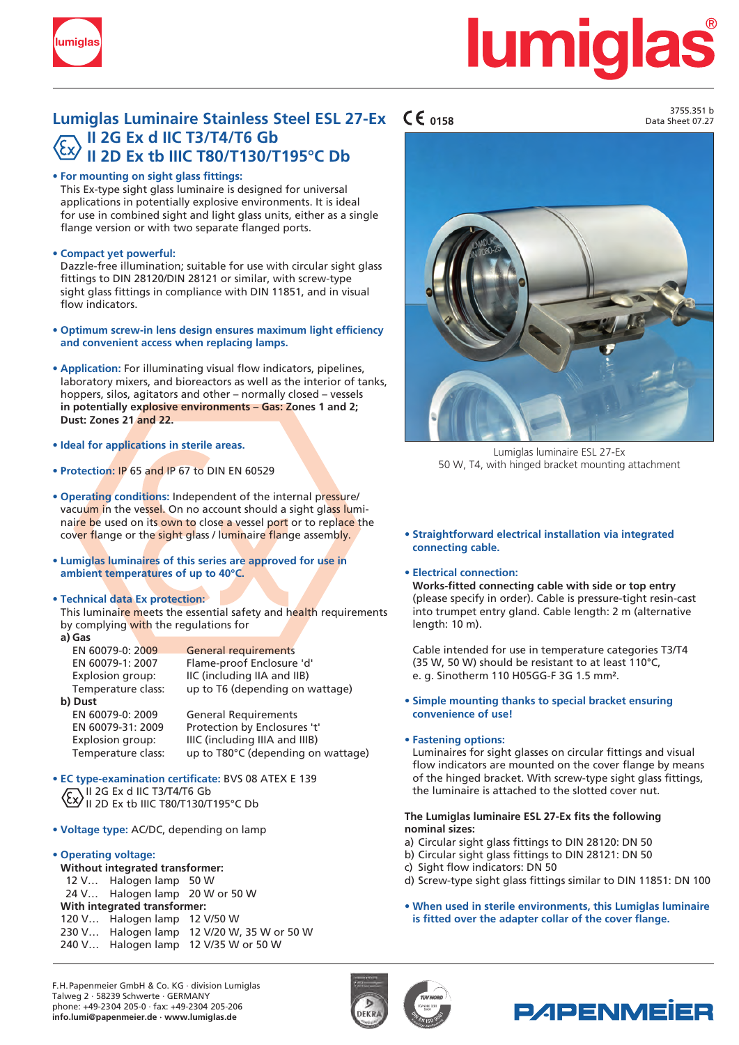# Lumiglas Luminaire Stainless Steel ESL 27-Ex

## II 2G Ex d IIC T3/T4/T6 Gb
## II 2D Ex tb IIIC T80/T130/T195°C Db

CE 0158

3755.351 b
Data Sheet 07.27

- **For mounting on sight glass fittings:**
  This Ex-type sight glass luminaire is designed for universal applications in potentially explosive environments. It is ideal for use in combined sight and light glass units, either as a single flange version or with two separate flanged ports.

- **Compact yet powerful:**
  Dazzle-free illumination; suitable for use with circular sight glass fittings to DIN 28120/DIN 28121 or similar, with screw-type sight glass fittings in compliance with DIN 11851, and in visual flow indicators.

- **Optimum screw-in lens design ensures maximum light efficiency and convenient access when replacing lamps.**

- **Application:** For illuminating visual flow indicators, pipelines, laboratory mixers, and bioreactors as well as the interior of tanks, hoppers, silos, agitators and other – normally closed – vessels **in potentially explosive environments – Gas: Zones 1 and 2; Dust: Zones 21 and 22.**

- **Ideal for applications in sterile areas.**

- **Protection:** IP 65 and IP 67 to DIN EN 60529

- **Operating conditions:** Independent of the internal pressure/vacuum in the vessel. On no account should a sight glass luminaire be used on its own to close a vessel port or to replace the cover flange or the sight glass / luminaire flange assembly.

- **Lumiglas luminaires of this series are approved for use in ambient temperatures of up to 40°C.**

- **Technical data Ex protection:**
  This luminaire meets the essential safety and health requirements by complying with the regulations for

  **a) Gas**

| | |
|---|---|
| EN 60079-0: 2009 | General requirements |
| EN 60079-1: 2007 | Flame-proof Enclosure 'd' |
| Explosion group: | IIC (including IIA and IIB) |
| Temperature class: | up to T6 (depending on wattage) |

  **b) Dust**

| | |
|---|---|
| EN 60079-0: 2009 | General Requirements |
| EN 60079-31: 2009 | Protection by Enclosures 't' |
| Explosion group: | IIIC (including IIIA and IIIB) |
| Temperature class: | up to T80°C (depending on wattage) |

- **EC type-examination certificate:** BVS 08 ATEX E 139
  II 2G Ex d IIC T3/T4/T6 Gb
  II 2D Ex tb IIIC T80/T130/T195°C Db

- **Voltage type:** AC/DC, depending on lamp

- **Operating voltage:**
  **Without integrated transformer:**

| | | |
|---|---|---|
| 12 V… | Halogen lamp | 50 W |
| 24 V… | Halogen lamp | 20 W or 50 W |

  **With integrated transformer:**

| | | |
|---|---|---|
| 120 V… | Halogen lamp | 12 V/50 W |
| 230 V… | Halogen lamp | 12 V/20 W, 35 W or 50 W |
| 240 V… | Halogen lamp | 12 V/35 W or 50 W |

Lumiglas luminaire ESL 27-Ex
50 W, T4, with hinged bracket mounting attachment

- **Straightforward electrical installation via integrated connecting cable.**

- **Electrical connection:**
  **Works-fitted connecting cable with side or top entry** (please specify in order). Cable is pressure-tight resin-cast into trumpet entry gland. Cable length: 2 m (alternative length: 10 m).

  Cable intended for use in temperature categories T3/T4 (35 W, 50 W) should be resistant to at least 110°C, e. g. Sinotherm 110 H05GG-F 3G 1.5 mm².

- **Simple mounting thanks to special bracket ensuring convenience of use!**

- **Fastening options:**
  Luminaires for sight glasses on circular fittings and visual flow indicators are mounted on the cover flange by means of the hinged bracket. With screw-type sight glass fittings, the luminaire is attached to the slotted cover nut.

**The Lumiglas luminaire ESL 27-Ex fits the following nominal sizes:**

a) Circular sight glass fittings to DIN 28120: DN 50
b) Circular sight glass fittings to DIN 28121: DN 50
c) Sight flow indicators: DN 50
d) Screw-type sight glass fittings similar to DIN 11851: DN 100

- **When used in sterile environments, this Lumiglas luminaire is fitted over the adapter collar of the cover flange.**

F.H.Papenmeier GmbH & Co. KG · division Lumiglas
Talweg 2 · 58239 Schwerte · GERMANY
phone: +49-2304 205-0 · fax: +49-2304 205-206
**info.lumi@papenmeier.de · www.lumiglas.de**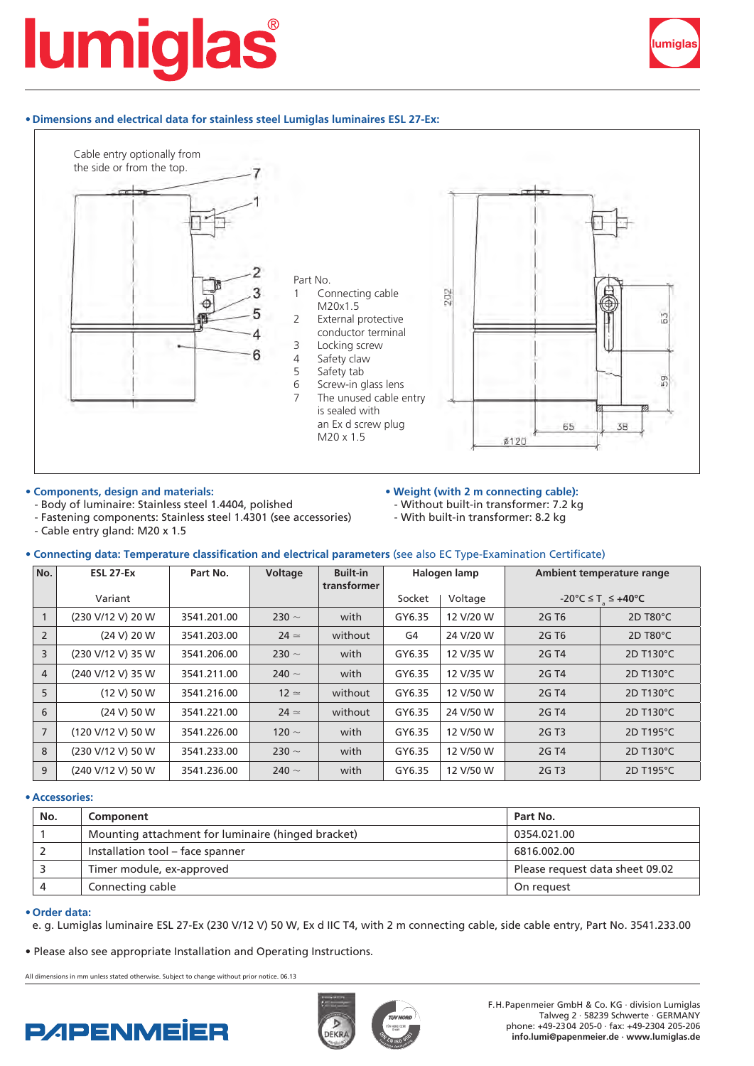# lumiglas®

**• Dimensions and electrical data for stainless steel Lumiglas luminaires ESL 27-Ex:**

Cable entry optionally from the side or from the top.

Part No.
1 Connecting cable M20x1.5
2 External protective conductor terminal
3 Locking screw
4 Safety claw
5 Safety tab
6 Screw-in glass lens
7 The unused cable entry is sealed with an Ex d screw plug M20 x 1.5

202
63
59
65
38
Ø120

**• Components, design and materials:**
- Body of luminaire: Stainless steel 1.4404, polished
- Fastening components: Stainless steel 1.4301 (see accessories)
- Cable entry gland: M20 x 1.5

**• Weight (with 2 m connecting cable):**
- Without built-in transformer: 7.2 kg
- With built-in transformer: 8.2 kg

**• Connecting data: Temperature classification and electrical parameters** (see also EC Type-Examination Certificate)

| No. | ESL 27-Ex Variant | Part No. | Voltage | Built-in transformer | Halogen lamp Socket | Halogen lamp Voltage | Ambient temperature range -20°C ≤ $T_a$ ≤ +40°C | |
|---|---|---|---|---|---|---|---|---|
| 1 | (230 V/12 V) 20 W | 3541.201.00 | 230 ~ | with | GY6.35 | 12 V/20 W | 2G T6 | 2D T80°C |
| 2 | (24 V) 20 W | 3541.203.00 | 24 ≃ | without | G4 | 24 V/20 W | 2G T6 | 2D T80°C |
| 3 | (230 V/12 V) 35 W | 3541.206.00 | 230 ~ | with | GY6.35 | 12 V/35 W | 2G T4 | 2D T130°C |
| 4 | (240 V/12 V) 35 W | 3541.211.00 | 240 ~ | with | GY6.35 | 12 V/35 W | 2G T4 | 2D T130°C |
| 5 | (12 V) 50 W | 3541.216.00 | 12 ≃ | without | GY6.35 | 12 V/50 W | 2G T4 | 2D T130°C |
| 6 | (24 V) 50 W | 3541.221.00 | 24 ≃ | without | GY6.35 | 24 V/50 W | 2G T4 | 2D T130°C |
| 7 | (120 V/12 V) 50 W | 3541.226.00 | 120 ~ | with | GY6.35 | 12 V/50 W | 2G T3 | 2D T195°C |
| 8 | (230 V/12 V) 50 W | 3541.233.00 | 230 ~ | with | GY6.35 | 12 V/50 W | 2G T4 | 2D T130°C |
| 9 | (240 V/12 V) 50 W | 3541.236.00 | 240 ~ | with | GY6.35 | 12 V/50 W | 2G T3 | 2D T195°C |

**• Accessories:**

| No. | Component | Part No. |
|---|---|---|
| 1 | Mounting attachment for luminaire (hinged bracket) | 0354.021.00 |
| 2 | Installation tool – face spanner | 6816.002.00 |
| 3 | Timer module, ex-approved | Please request data sheet 09.02 |
| 4 | Connecting cable | On request |

**• Order data:**
e. g. Lumiglas luminaire ESL 27-Ex (230 V/12 V) 50 W, Ex d IIC T4, with 2 m connecting cable, side cable entry, Part No. 3541.233.00

• Please also see appropriate Installation and Operating Instructions.

All dimensions in mm unless stated otherwise. Subject to change without prior notice. 06.13

PAPENMEIER

F.H.Papenmeier GmbH & Co. KG · division Lumiglas
Talweg 2 · 58239 Schwerte · GERMANY
phone: +49-2304 205-0 · fax: +49-2304 205-206
**info.lumi@papenmeier.de · www.lumiglas.de**